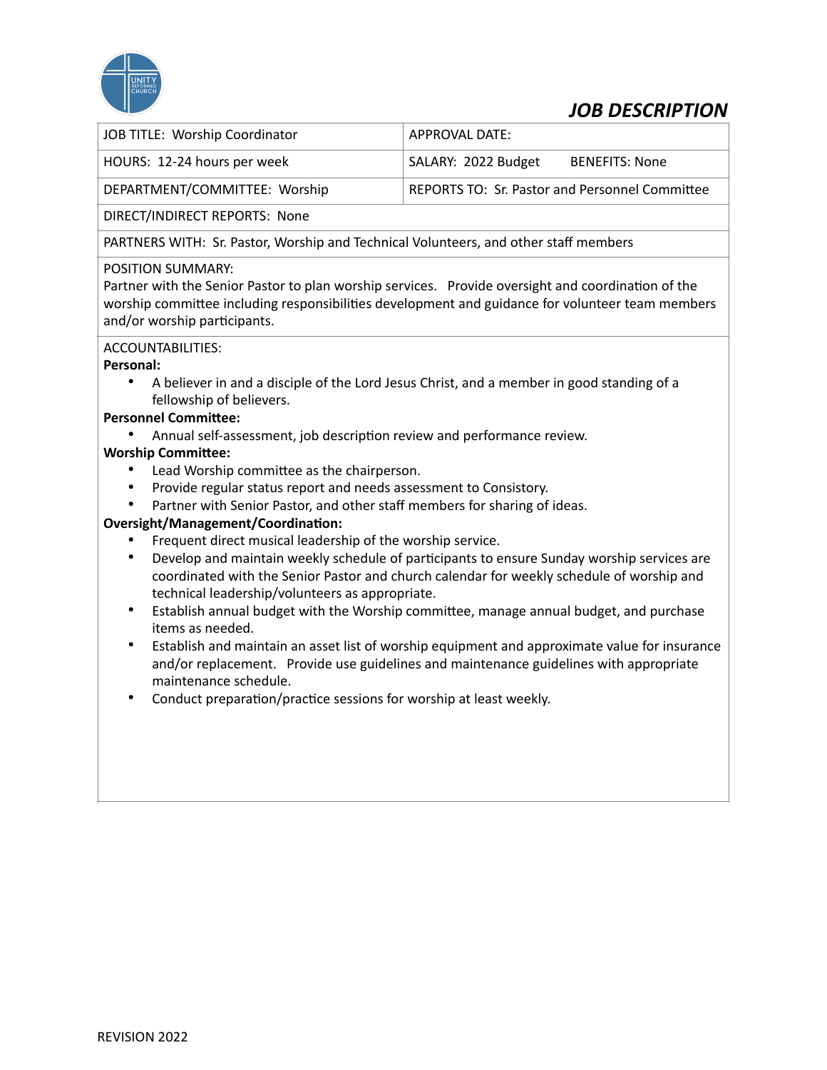# *JOB DESCRIPTION*

| JOB TITLE: Worship Coordinator | APPROVAL DATE: |
|---|---|
| HOURS: 12-24 hours per week | SALARY: 2022 Budget BENEFITS: None |
| DEPARTMENT/COMMITTEE: Worship | REPORTS TO: Sr. Pastor and Personnel Committee |
| DIRECT/INDIRECT REPORTS: None | |
| PARTNERS WITH: Sr. Pastor, Worship and Technical Volunteers, and other staff members | |

POSITION SUMMARY:
Partner with the Senior Pastor to plan worship services. Provide oversight and coordination of the worship committee including responsibilities development and guidance for volunteer team members and/or worship participants.

ACCOUNTABILITIES:

**Personal:**

- A believer in and a disciple of the Lord Jesus Christ, and a member in good standing of a fellowship of believers.

**Personnel Committee:**

- Annual self-assessment, job description review and performance review.

**Worship Committee:**

- Lead Worship committee as the chairperson.
- Provide regular status report and needs assessment to Consistory.
- Partner with Senior Pastor, and other staff members for sharing of ideas.

**Oversight/Management/Coordination:**

- Frequent direct musical leadership of the worship service.
- Develop and maintain weekly schedule of participants to ensure Sunday worship services are coordinated with the Senior Pastor and church calendar for weekly schedule of worship and technical leadership/volunteers as appropriate.
- Establish annual budget with the Worship committee, manage annual budget, and purchase items as needed.
- Establish and maintain an asset list of worship equipment and approximate value for insurance and/or replacement. Provide use guidelines and maintenance guidelines with appropriate maintenance schedule.
- Conduct preparation/practice sessions for worship at least weekly.

REVISION 2022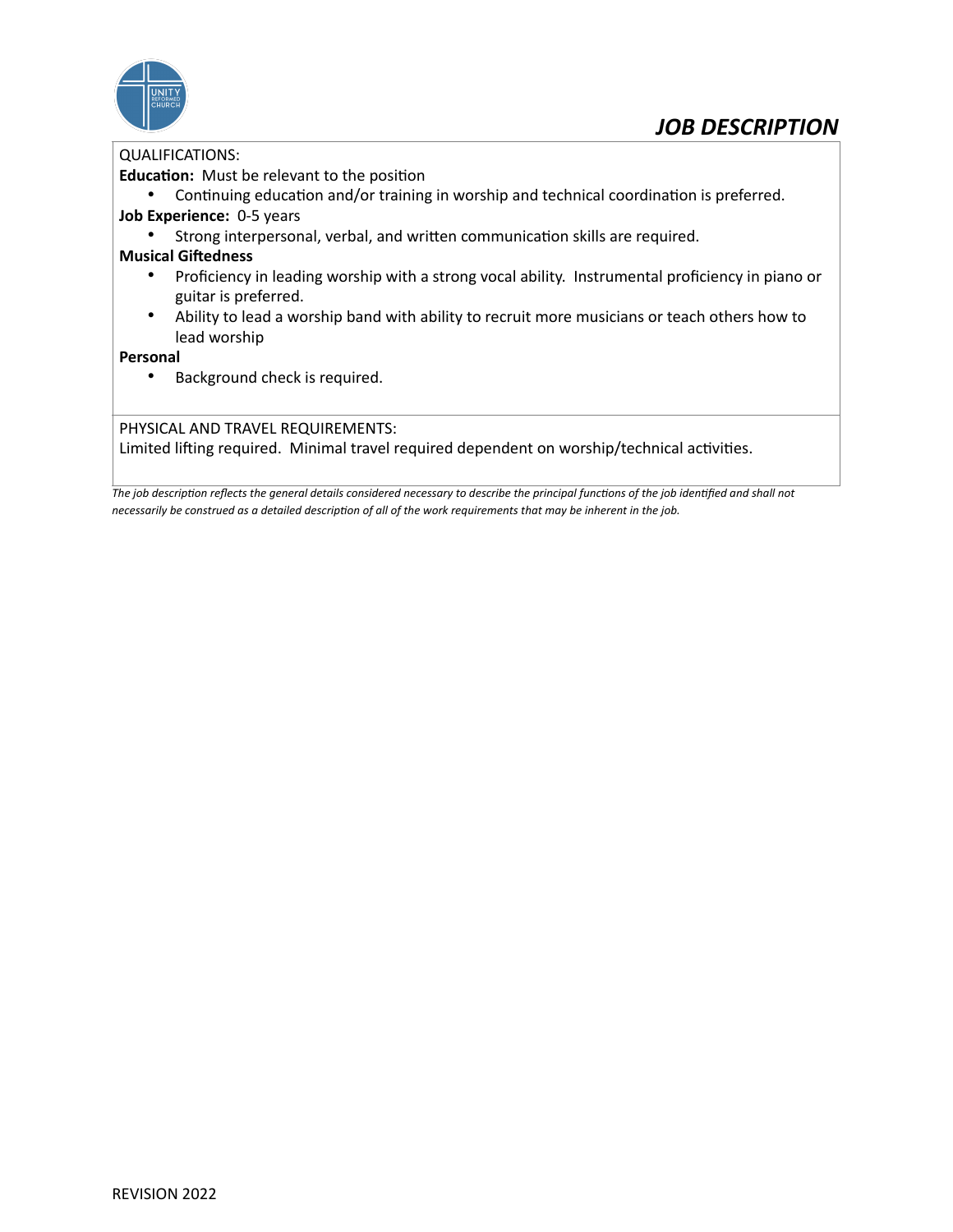# JOB DESCRIPTION

QUALIFICATIONS:

**Education:** Must be relevant to the position

- Continuing education and/or training in worship and technical coordination is preferred.

**Job Experience:** 0-5 years

- Strong interpersonal, verbal, and written communication skills are required.

**Musical Giftedness**

- Proficiency in leading worship with a strong vocal ability. Instrumental proficiency in piano or guitar is preferred.
- Ability to lead a worship band with ability to recruit more musicians or teach others how to lead worship

**Personal**

- Background check is required.

PHYSICAL AND TRAVEL REQUIREMENTS:

Limited lifting required. Minimal travel required dependent on worship/technical activities.

*The job description reflects the general details considered necessary to describe the principal functions of the job identified and shall not necessarily be construed as a detailed description of all of the work requirements that may be inherent in the job.*

REVISION 2022